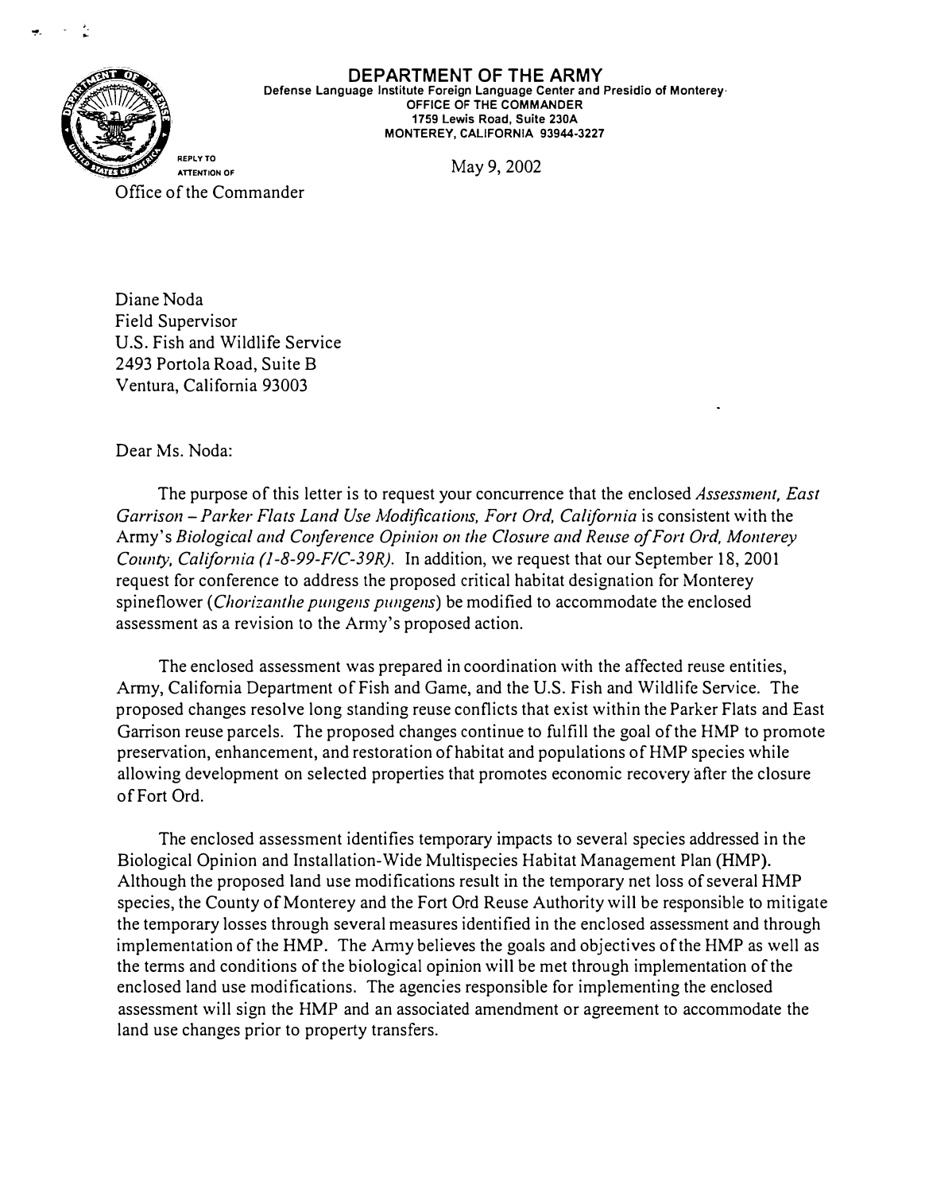# DEPARTMENT OF THE ARMY

**Defense Language Institute Foreign Language Center and Presidio of Monterey**
**OFFICE OF THE COMMANDER**
**1759 Lewis Road, Suite 230A**
**MONTEREY, CALIFORNIA 93944-3227**

REPLY TO ATTENTION OF

May 9, 2002

Office of the Commander

Diane Noda
Field Supervisor
U.S. Fish and Wildlife Service
2493 Portola Road, Suite B
Ventura, California 93003

Dear Ms. Noda:

The purpose of this letter is to request your concurrence that the enclosed *Assessment, East Garrison – Parker Flats Land Use Modifications, Fort Ord, California* is consistent with the Army's *Biological and Conference Opinion on the Closure and Reuse of Fort Ord, Monterey County, California (1-8-99-F/C-39R).* In addition, we request that our September 18, 2001 request for conference to address the proposed critical habitat designation for Monterey spineflower (*Chorizanthe pungens pungens*) be modified to accommodate the enclosed assessment as a revision to the Army's proposed action.

The enclosed assessment was prepared in coordination with the affected reuse entities, Army, California Department of Fish and Game, and the U.S. Fish and Wildlife Service. The proposed changes resolve long standing reuse conflicts that exist within the Parker Flats and East Garrison reuse parcels. The proposed changes continue to fulfill the goal of the HMP to promote preservation, enhancement, and restoration of habitat and populations of HMP species while allowing development on selected properties that promotes economic recovery after the closure of Fort Ord.

The enclosed assessment identifies temporary impacts to several species addressed in the Biological Opinion and Installation-Wide Multispecies Habitat Management Plan (HMP). Although the proposed land use modifications result in the temporary net loss of several HMP species, the County of Monterey and the Fort Ord Reuse Authority will be responsible to mitigate the temporary losses through several measures identified in the enclosed assessment and through implementation of the HMP. The Army believes the goals and objectives of the HMP as well as the terms and conditions of the biological opinion will be met through implementation of the enclosed land use modifications. The agencies responsible for implementing the enclosed assessment will sign the HMP and an associated amendment or agreement to accommodate the land use changes prior to property transfers.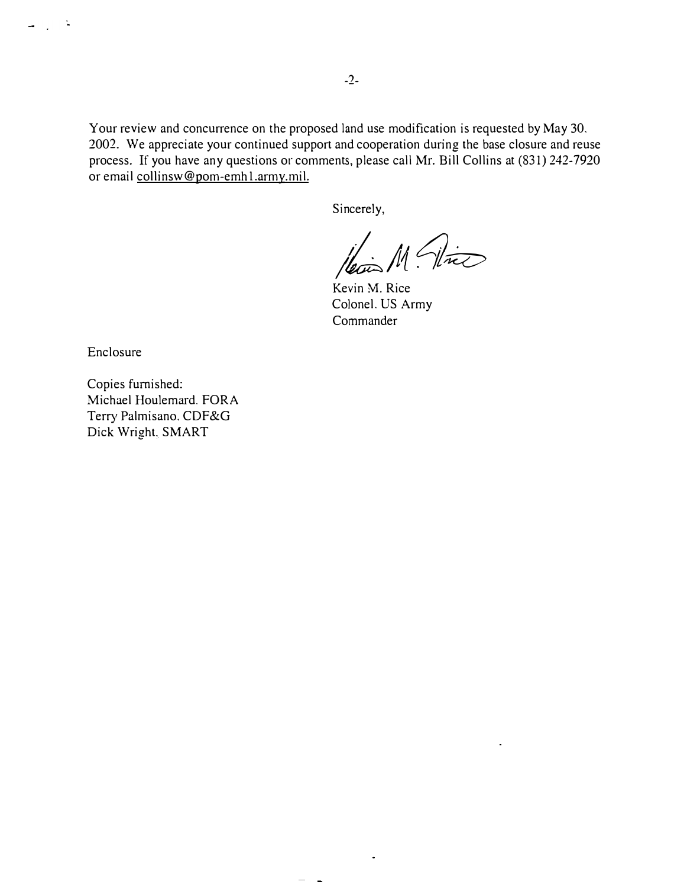Your review and concurrence on the proposed land use modification is requested by May 30, 2002. We appreciate your continued support and cooperation during the base closure and reuse process. If you have any questions or comments, please call Mr. Bill Collins at (831) 242-7920 or email collinsw@pom-emh1.army.mil.

Sincerely,

Kevin M. Rice
Colonel, US Army
Commander

Enclosure

Copies furnished:
Michael Houlemard, FORA
Terry Palmisano, CDF&G
Dick Wright, SMART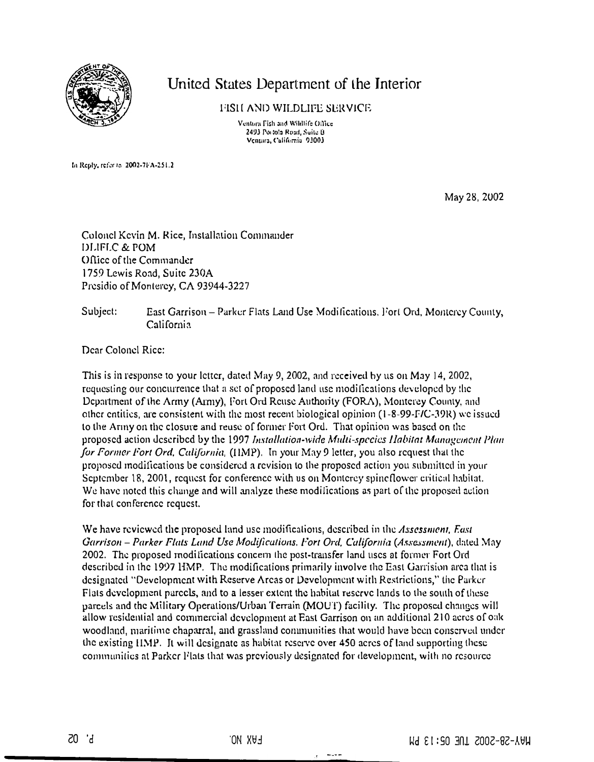# United States Department of the Interior

FISH AND WILDLIFE SERVICE

Ventura Fish and Wildlife Office
2493 Portola Road, Suite B
Ventura, California 93003

In Reply, refer to 2002-7FA-251.2

May 28, 2002

Colonel Kevin M. Rice, Installation Commander
DLIFLC & POM
Office of the Commander
1759 Lewis Road, Suite 230A
Presidio of Monterey, CA 93944-3227

Subject: East Garrison – Parker Flats Land Use Modifications, Fort Ord, Monterey County, California

Dear Colonel Rice:

This is in response to your letter, dated May 9, 2002, and received by us on May 14, 2002, requesting our concurrence that a set of proposed land use modifications developed by the Department of the Army (Army), Fort Ord Reuse Authority (FORA), Monterey County, and other entities, are consistent with the most recent biological opinion (1-8-99-F/C-39R) we issued to the Army on the closure and reuse of former Fort Ord. That opinion was based on the proposed action described by the 1997 *Installation-wide Multi-species Habitat Management Plan for Former Fort Ord, California*, (HMP). In your May 9 letter, you also request that the proposed modifications be considered a revision to the proposed action you submitted in your September 18, 2001, request for conference with us on Monterey spineflower critical habitat. We have noted this change and will analyze these modifications as part of the proposed action for that conference request.

We have reviewed the proposed land use modifications, described in the *Assessment, East Garrison – Parker Flats Land Use Modifications, Fort Ord, California* (*Assessment*), dated May 2002. The proposed modifications concern the post-transfer land uses at former Fort Ord described in the 1997 HMP. The modifications primarily involve the East Garrision area that is designated "Development with Reserve Areas or Development with Restrictions," the Parker Flats development parcels, and to a lesser extent the habitat reserve lands to the south of these parcels and the Military Operations/Urban Terrain (MOUT) facility. The proposed changes will allow residential and commercial development at East Garrison on an additional 210 acres of oak woodland, maritime chaparral, and grassland communities that would have been conserved under the existing HMP. It will designate as habitat reserve over 450 acres of land supporting these communities at Parker Flats that was previously designated for development, with no resource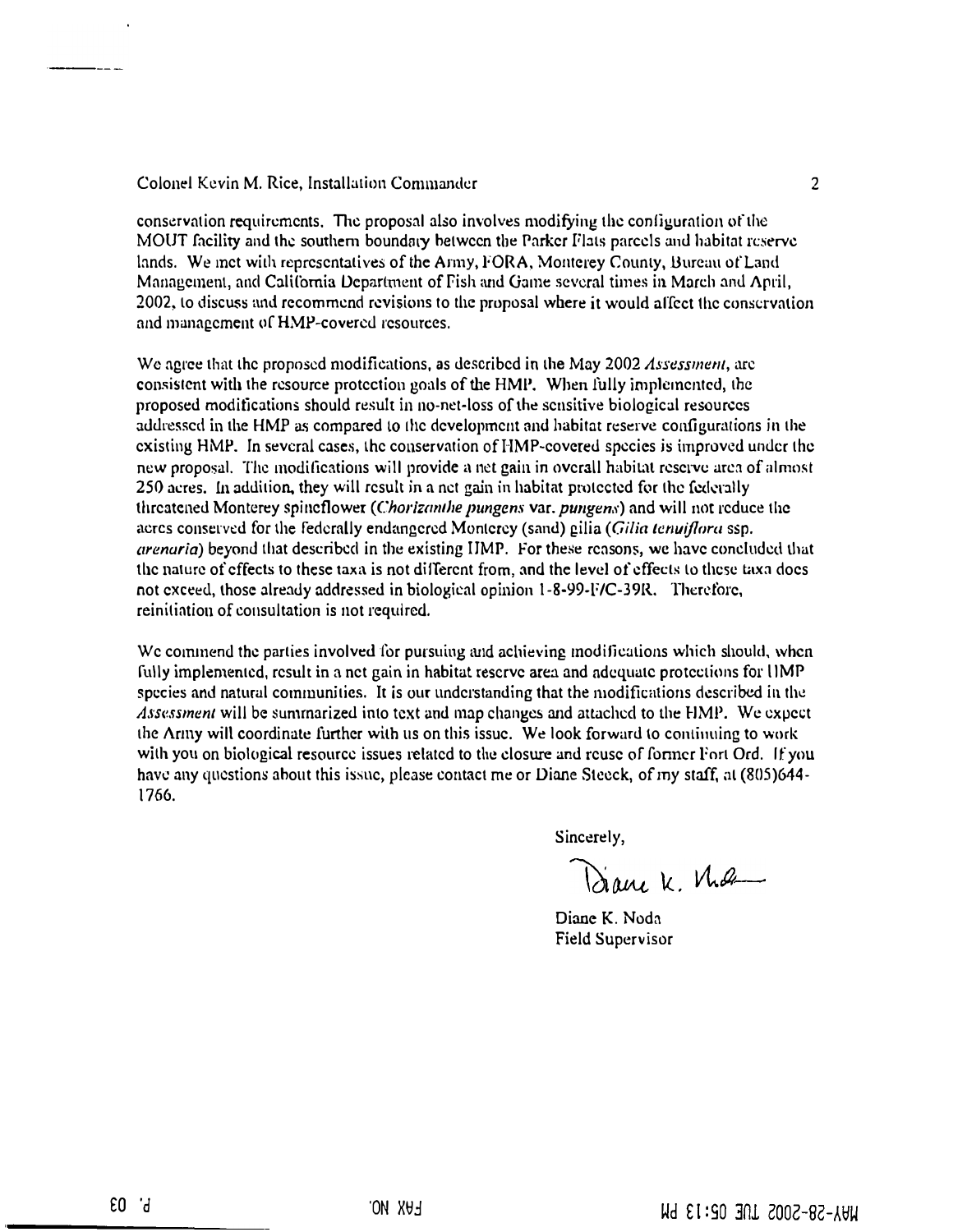conservation requirements. The proposal also involves modifying the configuration of the MOUT facility and the southern boundary between the Parker Flats parcels and habitat reserve lands. We met with representatives of the Army, FORA, Monterey County, Bureau of Land Management, and California Department of Fish and Game several times in March and April, 2002, to discuss and recommend revisions to the proposal where it would affect the conservation and management of HMP-covered resources.

We agree that the proposed modifications, as described in the May 2002 *Assessment*, are consistent with the resource protection goals of the HMP. When fully implemented, the proposed modifications should result in no-net-loss of the sensitive biological resources addressed in the HMP as compared to the development and habitat reserve configurations in the existing HMP. In several cases, the conservation of HMP-covered species is improved under the new proposal. The modifications will provide a net gain in overall habitat reserve area of almost 250 acres. In addition, they will result in a net gain in habitat protected for the federally threatened Monterey spineflower (*Chorizanthe pungens* var. *pungens*) and will not reduce the acres conserved for the federally endangered Monterey (sand) gilia (*Gilia tenuiflora* ssp. *arenaria*) beyond that described in the existing HMP. For these reasons, we have concluded that the nature of effects to these taxa is not different from, and the level of effects to these taxa does not exceed, those already addressed in biological opinion 1-8-99-F/C-39R. Therefore, reinitiation of consultation is not required.

We commend the parties involved for pursuing and achieving modifications which should, when fully implemented, result in a net gain in habitat reserve area and adequate protections for HMP species and natural communities. It is our understanding that the modifications described in the *Assessment* will be summarized into text and map changes and attached to the HMP. We expect the Army will coordinate further with us on this issue. We look forward to continuing to work with you on biological resource issues related to the closure and reuse of former Fort Ord. If you have any questions about this issue, please contact me or Diane Steeck, of my staff, at (805)644-1766.

Sincerely,

Diane K. Noda

Diane K. Noda
Field Supervisor